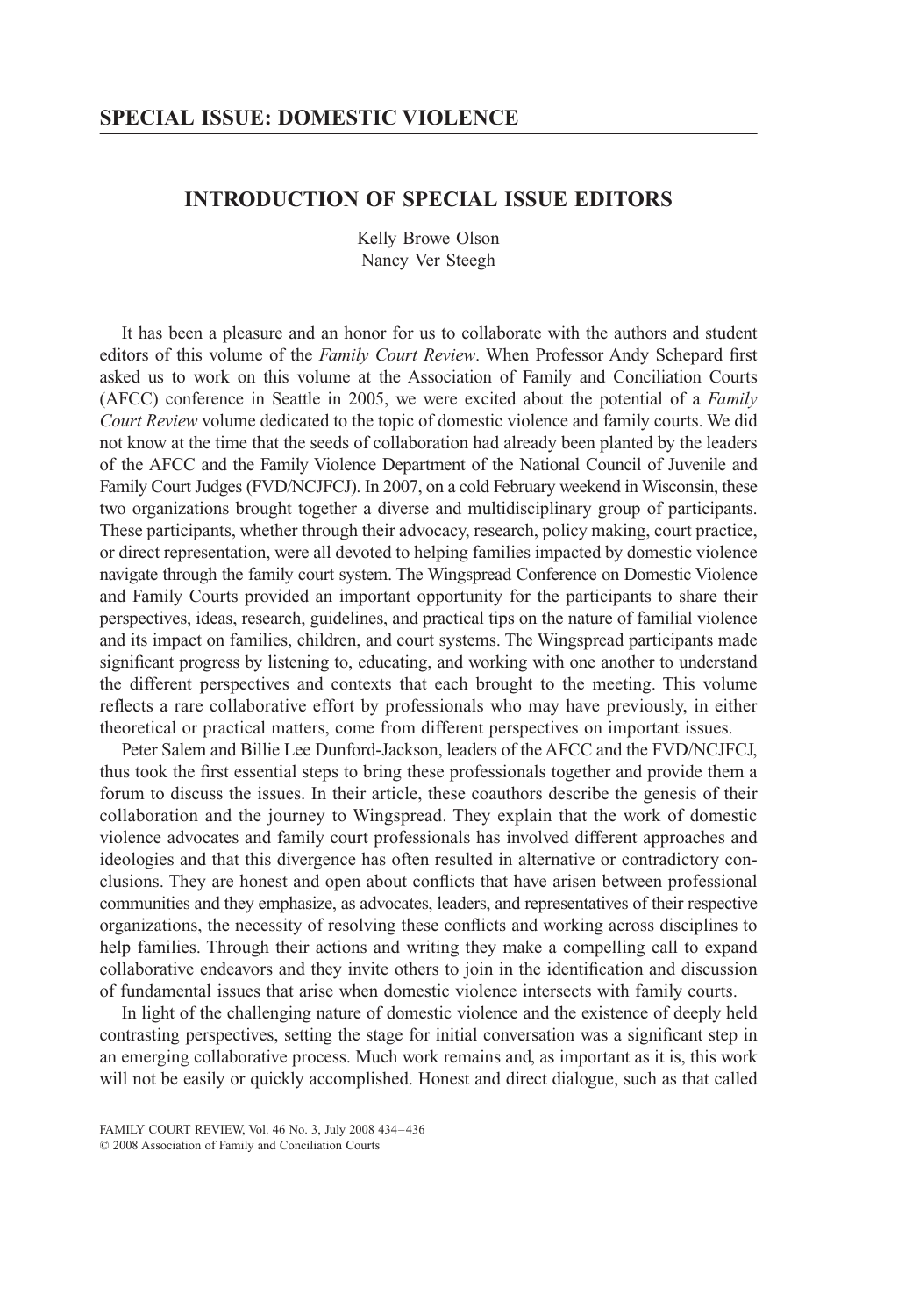## SPECIAL ISSUE: DOMESTIC VIOLENCE

# INTRODUCTION OF SPECIAL ISSUE EDITORS

Kelly Browe Olson
Nancy Ver Steegh

It has been a pleasure and an honor for us to collaborate with the authors and student editors of this volume of the *Family Court Review*. When Professor Andy Schepard first asked us to work on this volume at the Association of Family and Conciliation Courts (AFCC) conference in Seattle in 2005, we were excited about the potential of a *Family Court Review* volume dedicated to the topic of domestic violence and family courts. We did not know at the time that the seeds of collaboration had already been planted by the leaders of the AFCC and the Family Violence Department of the National Council of Juvenile and Family Court Judges (FVD/NCJFCJ). In 2007, on a cold February weekend in Wisconsin, these two organizations brought together a diverse and multidisciplinary group of participants. These participants, whether through their advocacy, research, policy making, court practice, or direct representation, were all devoted to helping families impacted by domestic violence navigate through the family court system. The Wingspread Conference on Domestic Violence and Family Courts provided an important opportunity for the participants to share their perspectives, ideas, research, guidelines, and practical tips on the nature of familial violence and its impact on families, children, and court systems. The Wingspread participants made significant progress by listening to, educating, and working with one another to understand the different perspectives and contexts that each brought to the meeting. This volume reflects a rare collaborative effort by professionals who may have previously, in either theoretical or practical matters, come from different perspectives on important issues.

Peter Salem and Billie Lee Dunford-Jackson, leaders of the AFCC and the FVD/NCJFCJ, thus took the first essential steps to bring these professionals together and provide them a forum to discuss the issues. In their article, these coauthors describe the genesis of their collaboration and the journey to Wingspread. They explain that the work of domestic violence advocates and family court professionals has involved different approaches and ideologies and that this divergence has often resulted in alternative or contradictory conclusions. They are honest and open about conflicts that have arisen between professional communities and they emphasize, as advocates, leaders, and representatives of their respective organizations, the necessity of resolving these conflicts and working across disciplines to help families. Through their actions and writing they make a compelling call to expand collaborative endeavors and they invite others to join in the identification and discussion of fundamental issues that arise when domestic violence intersects with family courts.

In light of the challenging nature of domestic violence and the existence of deeply held contrasting perspectives, setting the stage for initial conversation was a significant step in an emerging collaborative process. Much work remains and, as important as it is, this work will not be easily or quickly accomplished. Honest and direct dialogue, such as that called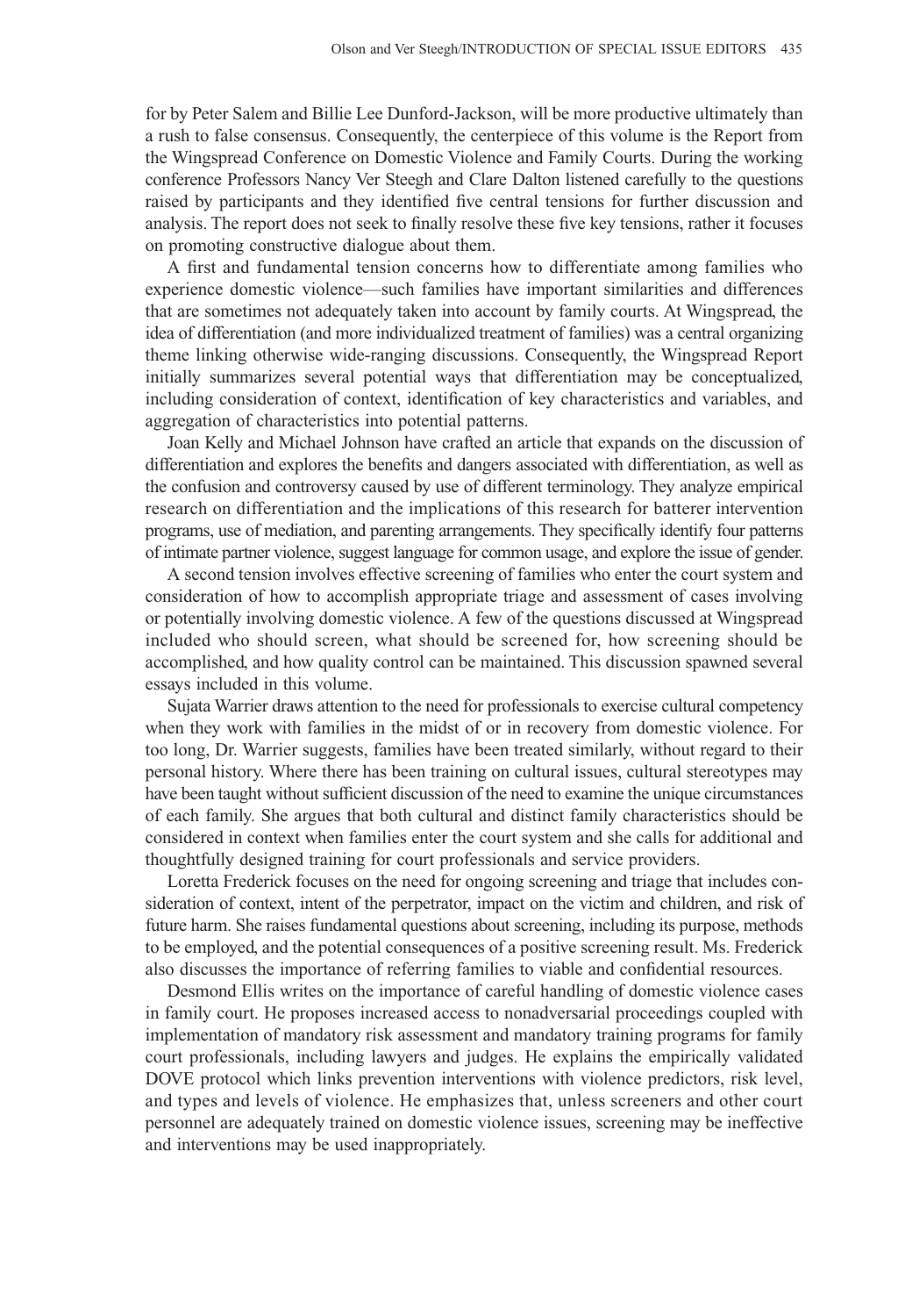for by Peter Salem and Billie Lee Dunford-Jackson, will be more productive ultimately than a rush to false consensus. Consequently, the centerpiece of this volume is the Report from the Wingspread Conference on Domestic Violence and Family Courts. During the working conference Professors Nancy Ver Steegh and Clare Dalton listened carefully to the questions raised by participants and they identified five central tensions for further discussion and analysis. The report does not seek to finally resolve these five key tensions, rather it focuses on promoting constructive dialogue about them.

A first and fundamental tension concerns how to differentiate among families who experience domestic violence—such families have important similarities and differences that are sometimes not adequately taken into account by family courts. At Wingspread, the idea of differentiation (and more individualized treatment of families) was a central organizing theme linking otherwise wide-ranging discussions. Consequently, the Wingspread Report initially summarizes several potential ways that differentiation may be conceptualized, including consideration of context, identification of key characteristics and variables, and aggregation of characteristics into potential patterns.

Joan Kelly and Michael Johnson have crafted an article that expands on the discussion of differentiation and explores the benefits and dangers associated with differentiation, as well as the confusion and controversy caused by use of different terminology. They analyze empirical research on differentiation and the implications of this research for batterer intervention programs, use of mediation, and parenting arrangements. They specifically identify four patterns of intimate partner violence, suggest language for common usage, and explore the issue of gender.

A second tension involves effective screening of families who enter the court system and consideration of how to accomplish appropriate triage and assessment of cases involving or potentially involving domestic violence. A few of the questions discussed at Wingspread included who should screen, what should be screened for, how screening should be accomplished, and how quality control can be maintained. This discussion spawned several essays included in this volume.

Sujata Warrier draws attention to the need for professionals to exercise cultural competency when they work with families in the midst of or in recovery from domestic violence. For too long, Dr. Warrier suggests, families have been treated similarly, without regard to their personal history. Where there has been training on cultural issues, cultural stereotypes may have been taught without sufficient discussion of the need to examine the unique circumstances of each family. She argues that both cultural and distinct family characteristics should be considered in context when families enter the court system and she calls for additional and thoughtfully designed training for court professionals and service providers.

Loretta Frederick focuses on the need for ongoing screening and triage that includes consideration of context, intent of the perpetrator, impact on the victim and children, and risk of future harm. She raises fundamental questions about screening, including its purpose, methods to be employed, and the potential consequences of a positive screening result. Ms. Frederick also discusses the importance of referring families to viable and confidential resources.

Desmond Ellis writes on the importance of careful handling of domestic violence cases in family court. He proposes increased access to nonadversarial proceedings coupled with implementation of mandatory risk assessment and mandatory training programs for family court professionals, including lawyers and judges. He explains the empirically validated DOVE protocol which links prevention interventions with violence predictors, risk level, and types and levels of violence. He emphasizes that, unless screeners and other court personnel are adequately trained on domestic violence issues, screening may be ineffective and interventions may be used inappropriately.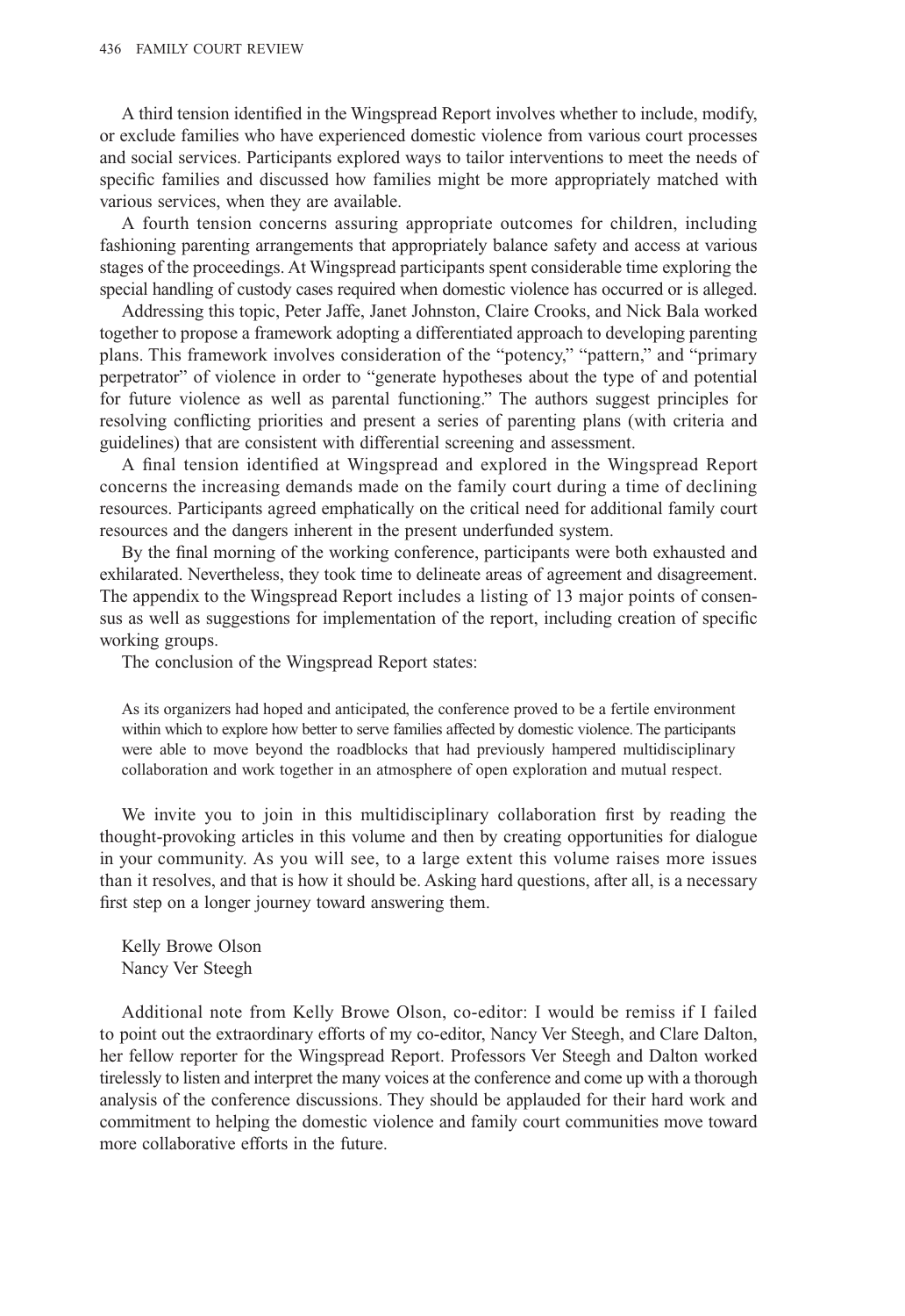A third tension identified in the Wingspread Report involves whether to include, modify, or exclude families who have experienced domestic violence from various court processes and social services. Participants explored ways to tailor interventions to meet the needs of specific families and discussed how families might be more appropriately matched with various services, when they are available.

A fourth tension concerns assuring appropriate outcomes for children, including fashioning parenting arrangements that appropriately balance safety and access at various stages of the proceedings. At Wingspread participants spent considerable time exploring the special handling of custody cases required when domestic violence has occurred or is alleged.

Addressing this topic, Peter Jaffe, Janet Johnston, Claire Crooks, and Nick Bala worked together to propose a framework adopting a differentiated approach to developing parenting plans. This framework involves consideration of the "potency," "pattern," and "primary perpetrator" of violence in order to "generate hypotheses about the type of and potential for future violence as well as parental functioning." The authors suggest principles for resolving conflicting priorities and present a series of parenting plans (with criteria and guidelines) that are consistent with differential screening and assessment.

A final tension identified at Wingspread and explored in the Wingspread Report concerns the increasing demands made on the family court during a time of declining resources. Participants agreed emphatically on the critical need for additional family court resources and the dangers inherent in the present underfunded system.

By the final morning of the working conference, participants were both exhausted and exhilarated. Nevertheless, they took time to delineate areas of agreement and disagreement. The appendix to the Wingspread Report includes a listing of 13 major points of consensus as well as suggestions for implementation of the report, including creation of specific working groups.

The conclusion of the Wingspread Report states:

> As its organizers had hoped and anticipated, the conference proved to be a fertile environment within which to explore how better to serve families affected by domestic violence. The participants were able to move beyond the roadblocks that had previously hampered multidisciplinary collaboration and work together in an atmosphere of open exploration and mutual respect.

We invite you to join in this multidisciplinary collaboration first by reading the thought-provoking articles in this volume and then by creating opportunities for dialogue in your community. As you will see, to a large extent this volume raises more issues than it resolves, and that is how it should be. Asking hard questions, after all, is a necessary first step on a longer journey toward answering them.

Kelly Browe Olson
Nancy Ver Steegh

Additional note from Kelly Browe Olson, co-editor: I would be remiss if I failed to point out the extraordinary efforts of my co-editor, Nancy Ver Steegh, and Clare Dalton, her fellow reporter for the Wingspread Report. Professors Ver Steegh and Dalton worked tirelessly to listen and interpret the many voices at the conference and come up with a thorough analysis of the conference discussions. They should be applauded for their hard work and commitment to helping the domestic violence and family court communities move toward more collaborative efforts in the future.